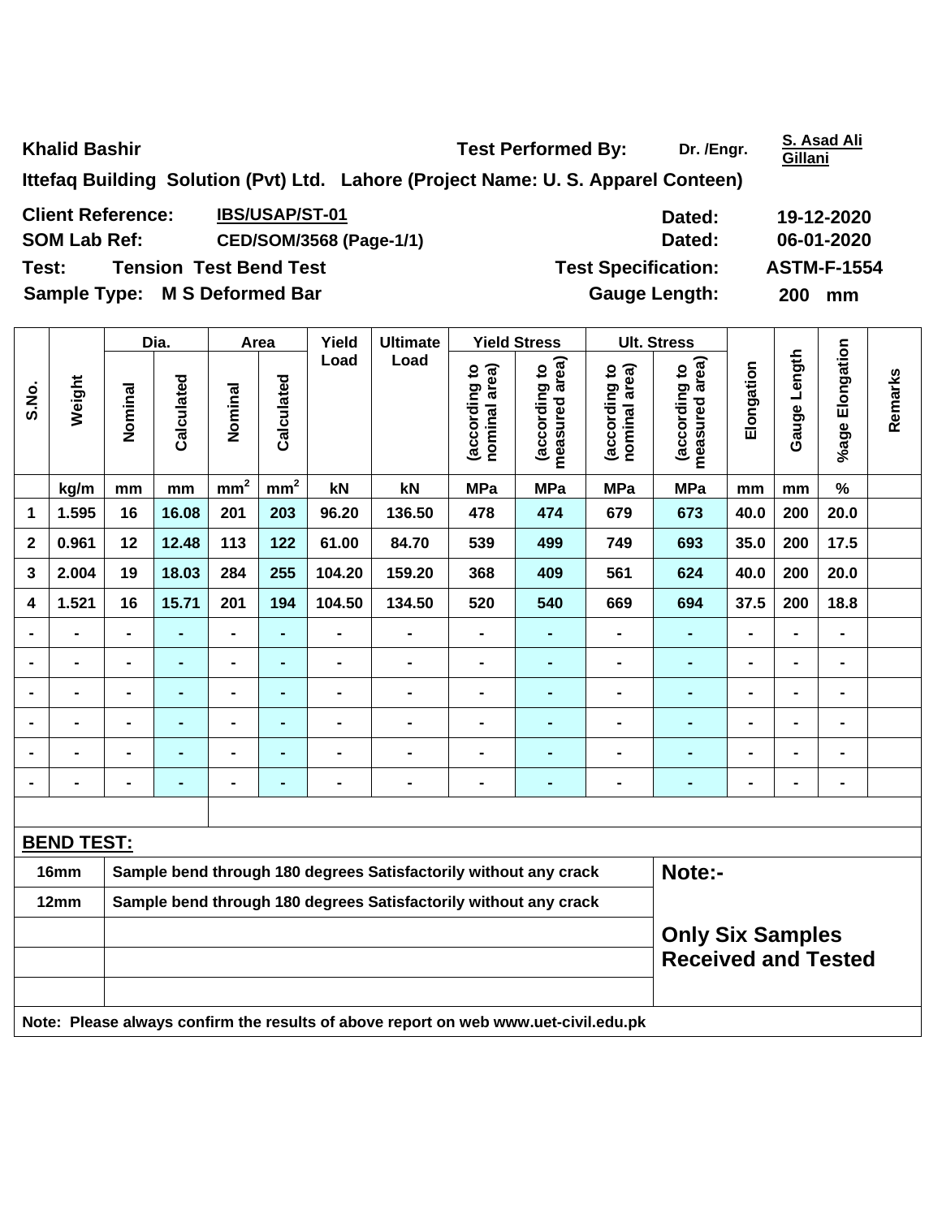**Khalid Bashir** **Test Performed By:** Dr. /Engr. S. Asad Ali Gillani

**Ittefaq Building Solution (Pvt) Ltd. Lahore (Project Name: U. S. Apparel Conteen)**

| | | | |
|---|---|---|---|
| **Client Reference:** | **IBS/USAP/ST-01** | **Dated:** | **19-12-2020** |
| **SOM Lab Ref:** | **CED/SOM/3568 (Page-1/1)** | **Dated:** | **06-01-2020** |
| **Test:** | **Tension Test Bend Test** | **Test Specification:** | **ASTM-F-1554** |
| **Sample Type:** | **M S Deformed Bar** | **Gauge Length:** | **200 mm** |

| S.No. | Weight | Dia. | | Area | | Yield Load | Ultimate Load | Yield Stress | | Ult. Stress | | Elongation | Gauge Length | %age Elongation | Remarks |
|---|---|---|---|---|---|---|---|---|---|---|---|---|---|---|---|
| | | Nominal | Calculated | Nominal | Calculated | | | (according to nominal area) | (according to measured area) | (according to nominal area) | (according to measured area) | | | | |
| | kg/m | mm | mm | $mm^2$ | $mm^2$ | kN | kN | MPa | MPa | MPa | MPa | mm | mm | % | |
| 1 | 1.595 | 16 | 16.08 | 201 | 203 | 96.20 | 136.50 | 478 | 474 | 679 | 673 | 40.0 | 200 | 20.0 | |
| 2 | 0.961 | 12 | 12.48 | 113 | 122 | 61.00 | 84.70 | 539 | 499 | 749 | 693 | 35.0 | 200 | 17.5 | |
| 3 | 2.004 | 19 | 18.03 | 284 | 255 | 104.20 | 159.20 | 368 | 409 | 561 | 624 | 40.0 | 200 | 20.0 | |
| 4 | 1.521 | 16 | 15.71 | 201 | 194 | 104.50 | 134.50 | 520 | 540 | 669 | 694 | 37.5 | 200 | 18.8 | |
| - | - | - | - | - | - | - | - | - | - | - | - | - | - | - | |
| - | - | - | - | - | - | - | - | - | - | - | - | - | - | - | |
| - | - | - | - | - | - | - | - | - | - | - | - | - | - | - | |
| - | - | - | - | - | - | - | - | - | - | - | - | - | - | - | |
| - | - | - | - | - | - | - | - | - | - | - | - | - | - | - | |
| - | - | - | - | - | - | - | - | - | - | - | - | - | - | - | |

**BEND TEST:**

| | | |
|---|---|---|
| 16mm | Sample bend through 180 degrees Satisfactorily without any crack | **Note:-** |
| 12mm | Sample bend through 180 degrees Satisfactorily without any crack | |
| | | **Only Six Samples Received and Tested** |

**Note: Please always confirm the results of above report on web www.uet-civil.edu.pk**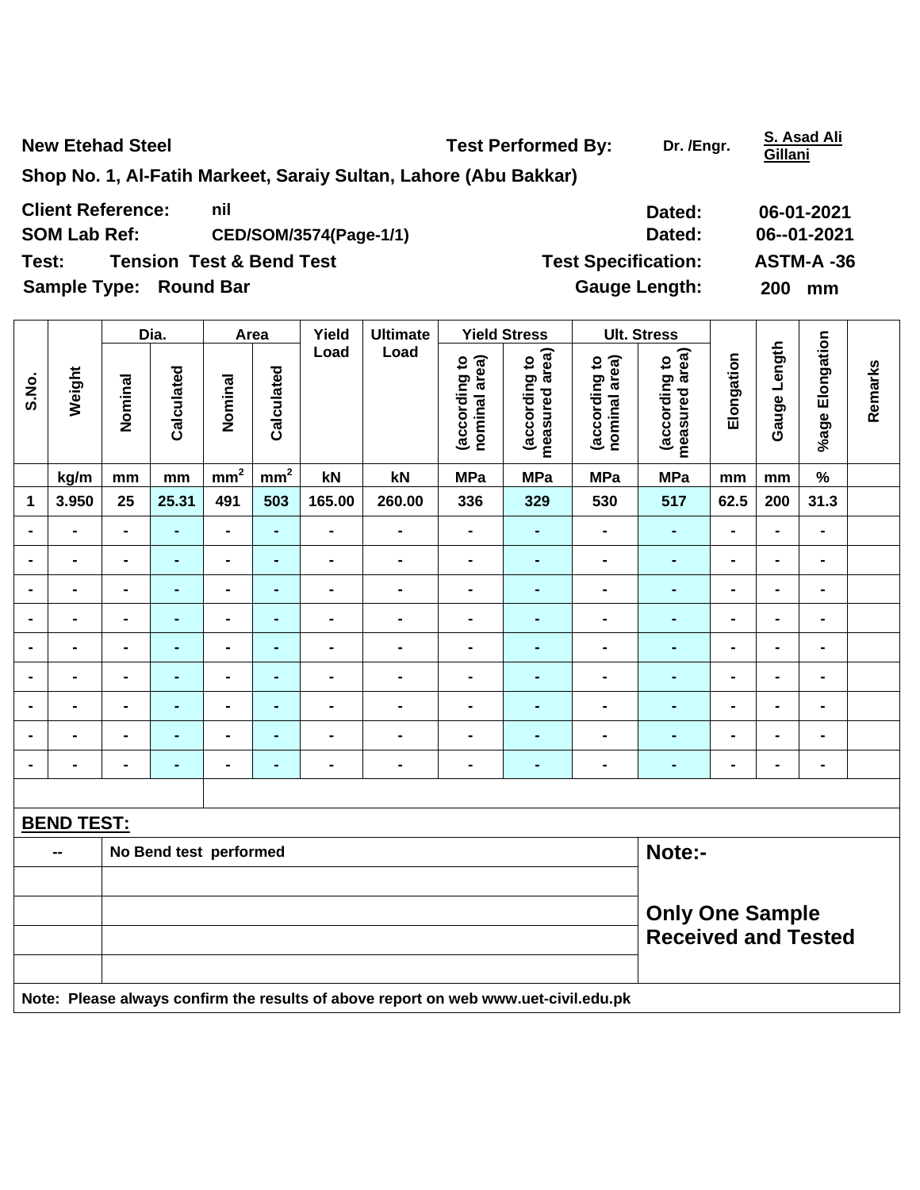**New Etehad Steel** | **Test Performed By:** Dr. /Engr. S. Asad Ali Gillani

**Shop No. 1, Al-Fatih Markeet, Saraiy Sultan, Lahore (Abu Bakkar)**

**Client Reference:** nil | **Dated:** 06-01-2021

**SOM Lab Ref:** CED/SOM/3574(Page-1/1) | **Dated:** 06--01-2021

**Test:** Tension Test & Bend Test | **Test Specification:** ASTM-A -36

**Sample Type:** Round Bar | **Gauge Length:** 200 mm

| S.No. | Weight | Dia. | | Area | | Yield Load | Ultimate Load | Yield Stress | | Ult. Stress | | Elongation | Gauge Length | %age Elongation | Remarks |
|---|---|---|---|---|---|---|---|---|---|---|---|---|---|---|---|
| | | Nominal | Calculated | Nominal | Calculated | | | (according to nominal area) | (according to measured area) | (according to nominal area) | (according to measured area) | | | | |
| | kg/m | mm | mm | $mm^2$ | $mm^2$ | kN | kN | MPa | MPa | MPa | MPa | mm | mm | % | |
| 1 | 3.950 | 25 | 25.31 | 491 | 503 | 165.00 | 260.00 | 336 | 329 | 530 | 517 | 62.5 | 200 | 31.3 | |
| - | - | - | - | - | - | - | - | - | - | - | - | - | - | - | |
| - | - | - | - | - | - | - | - | - | - | - | - | - | - | - | |
| - | - | - | - | - | - | - | - | - | - | - | - | - | - | - | |
| - | - | - | - | - | - | - | - | - | - | - | - | - | - | - | |
| - | - | - | - | - | - | - | - | - | - | - | - | - | - | - | |
| - | - | - | - | - | - | - | - | - | - | - | - | - | - | - | |
| - | - | - | - | - | - | - | - | - | - | - | - | - | - | - | |
| - | - | - | - | - | - | - | - | - | - | - | - | - | - | - | |
| - | - | - | - | - | - | - | - | - | - | - | - | - | - | - | |

**BEND TEST:**

| | | |
|---|---|---|
| -- | No Bend test performed | **Note:-** |
| | | |
| | | **Only One Sample Received and Tested** |
| | | |
| | | |

**Note: Please always confirm the results of above report on web www.uet-civil.edu.pk**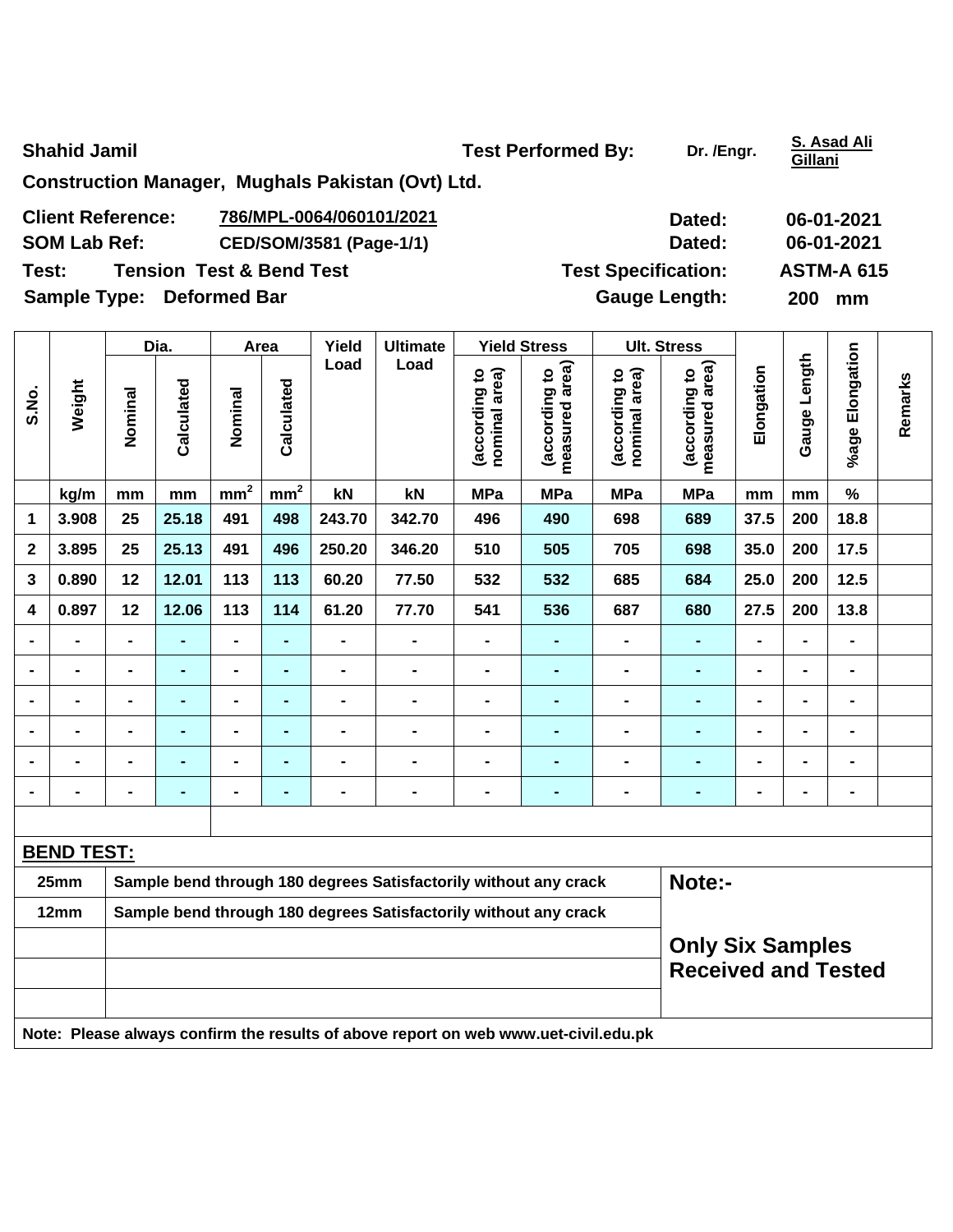**Shahid Jamil**

**Construction Manager, Mughals Pakistan (Ovt) Ltd.**

**Test Performed By:** Dr. /Engr. S. Asad Ali Gillani

| | | | |
|---|---|---|---|
| **Client Reference:** | 786/MPL-0064/060101/2021 | **Dated:** | 06-01-2021 |
| **SOM Lab Ref:** | CED/SOM/3581 (Page-1/1) | **Dated:** | 06-01-2021 |
| **Test:** | Tension Test & Bend Test | **Test Specification:** | ASTM-A 615 |
| **Sample Type:** | Deformed Bar | **Gauge Length:** | 200 mm |

| S.No. | Weight | Dia. | | Area | | Yield Load | Ultimate Load | Yield Stress | | Ult. Stress | | Elongation | Gauge Length | %age Elongation | Remarks |
|---|---|---|---|---|---|---|---|---|---|---|---|---|---|---|---|
| | | Nominal | Calculated | Nominal | Calculated | | | (according to nominal area) | (according to measured area) | (according to nominal area) | (according to measured area) | | | | |
| | kg/m | mm | mm | $mm^2$ | $mm^2$ | kN | kN | MPa | MPa | MPa | MPa | mm | mm | % | |
| 1 | 3.908 | 25 | 25.18 | 491 | 498 | 243.70 | 342.70 | 496 | 490 | 698 | 689 | 37.5 | 200 | 18.8 | |
| 2 | 3.895 | 25 | 25.13 | 491 | 496 | 250.20 | 346.20 | 510 | 505 | 705 | 698 | 35.0 | 200 | 17.5 | |
| 3 | 0.890 | 12 | 12.01 | 113 | 113 | 60.20 | 77.50 | 532 | 532 | 685 | 684 | 25.0 | 200 | 12.5 | |
| 4 | 0.897 | 12 | 12.06 | 113 | 114 | 61.20 | 77.70 | 541 | 536 | 687 | 680 | 27.5 | 200 | 13.8 | |
| - | - | - | - | - | - | - | - | - | - | - | - | - | - | - | |
| - | - | - | - | - | - | - | - | - | - | - | - | - | - | - | |
| - | - | - | - | - | - | - | - | - | - | - | - | - | - | - | |
| - | - | - | - | - | - | - | - | - | - | - | - | - | - | - | |
| - | - | - | - | - | - | - | - | - | - | - | - | - | - | - | |
| - | - | - | - | - | - | - | - | - | - | - | - | - | - | - | |

**BEND TEST:**

| | | |
|---|---|---|
| 25mm | Sample bend through 180 degrees Satisfactorily without any crack | **Note:-** |
| 12mm | Sample bend through 180 degrees Satisfactorily without any crack | |
| | | **Only Six Samples Received and Tested** |

**Note: Please always confirm the results of above report on web www.uet-civil.edu.pk**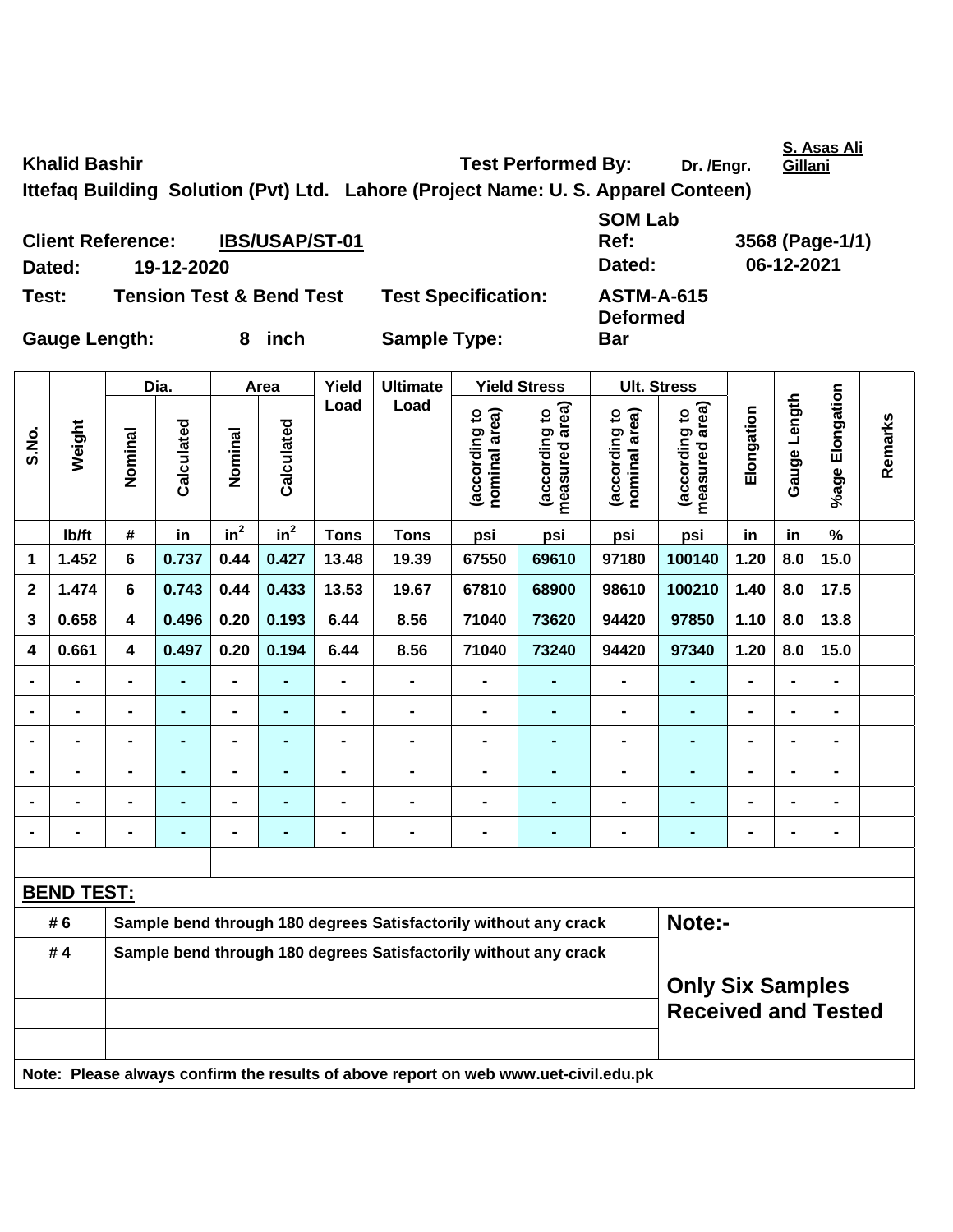**Khalid Bashir** — **Test Performed By:** Dr. /Engr. **S. Asas Ali Gillani**

**Ittefaq Building Solution (Pvt) Ltd. Lahore (Project Name: U. S. Apparel Conteen)**

| | | | |
|---|---|---|---|
| **Client Reference:** | **IBS/USAP/ST-01** | **SOM Lab Ref:** | **3568 (Page-1/1)** |
| **Dated:** | **19-12-2020** | **Dated:** | **06-12-2021** |
| **Test:** | **Tension Test & Bend Test** | **Test Specification:** | **ASTM-A-615** |
| **Gauge Length:** | **8 inch** | **Sample Type:** | **Deformed Bar** |

| S.No. | Weight | Dia. | | Area | | Yield Load | Ultimate Load | Yield Stress | | Ult. Stress | | Elongation | Gauge Length | %age Elongation | Remarks |
|---|---|---|---|---|---|---|---|---|---|---|---|---|---|---|---|
| | | Nominal | Calculated | Nominal | Calculated | | | (according to nominal area) | (according to measured area) | (according to nominal area) | (according to measured area) | | | | |
| | lb/ft | # | in | $in^2$ | $in^2$ | Tons | Tons | psi | psi | psi | psi | in | in | % | |
| 1 | 1.452 | 6 | 0.737 | 0.44 | 0.427 | 13.48 | 19.39 | 67550 | 69610 | 97180 | 100140 | 1.20 | 8.0 | 15.0 | |
| 2 | 1.474 | 6 | 0.743 | 0.44 | 0.433 | 13.53 | 19.67 | 67810 | 68900 | 98610 | 100210 | 1.40 | 8.0 | 17.5 | |
| 3 | 0.658 | 4 | 0.496 | 0.20 | 0.193 | 6.44 | 8.56 | 71040 | 73620 | 94420 | 97850 | 1.10 | 8.0 | 13.8 | |
| 4 | 0.661 | 4 | 0.497 | 0.20 | 0.194 | 6.44 | 8.56 | 71040 | 73240 | 94420 | 97340 | 1.20 | 8.0 | 15.0 | |
| - | - | - | - | - | - | - | - | - | - | - | - | - | - | - | |
| - | - | - | - | - | - | - | - | - | - | - | - | - | - | - | |
| - | - | - | - | - | - | - | - | - | - | - | - | - | - | - | |
| - | - | - | - | - | - | - | - | - | - | - | - | - | - | - | |
| - | - | - | - | - | - | - | - | - | - | - | - | - | - | - | |
| - | - | - | - | - | - | - | - | - | - | - | - | - | - | - | |

**BEND TEST:**

| | | |
|---|---|---|
| # 6 | Sample bend through 180 degrees Satisfactorily without any crack | **Note:-** |
| # 4 | Sample bend through 180 degrees Satisfactorily without any crack | |
| | | **Only Six Samples Received and Tested** |

**Note: Please always confirm the results of above report on web www.uet-civil.edu.pk**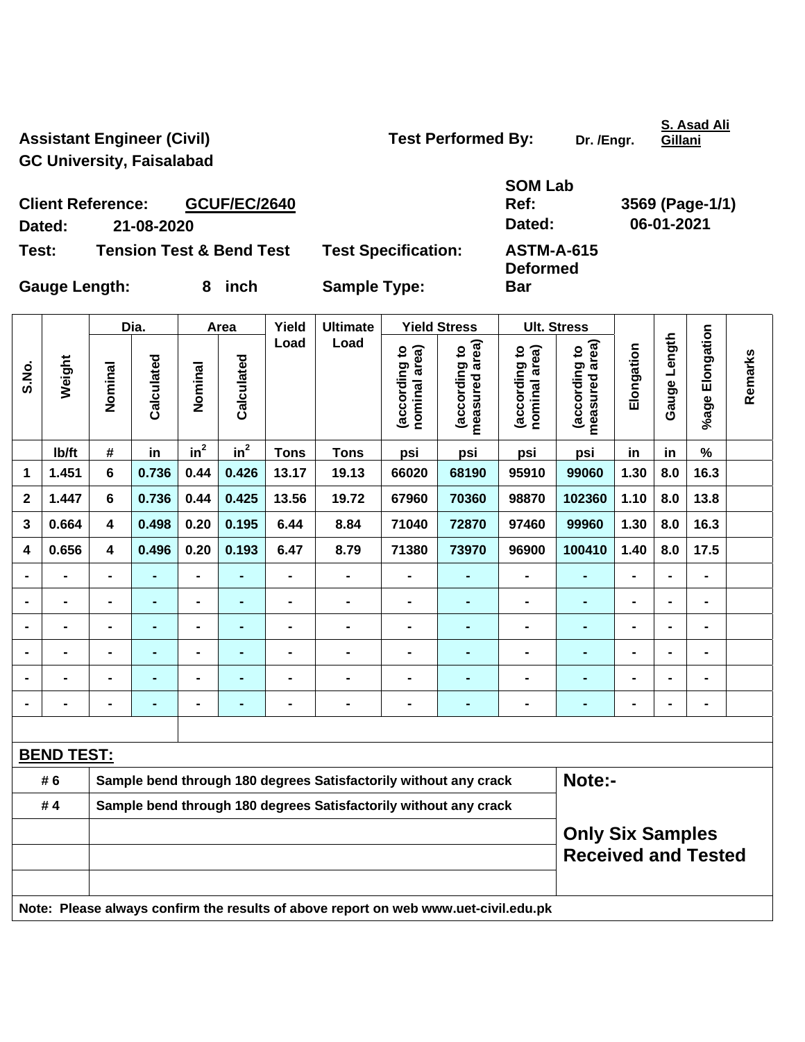Assistant Engineer (Civil)
GC University, Faisalabad

**Test Performed By:** Dr. /Engr. S. Asad Ali Gillani

| | | | |
|---|---|---|---|
| **Client Reference:** | **GCUF/EC/2640** | **SOM Lab Ref:** | **3569 (Page-1/1)** |
| **Dated:** | **21-08-2020** | **Dated:** | **06-01-2021** |
| **Test:** | **Tension Test & Bend Test** | **Test Specification:** | **ASTM-A-615** |
| **Gauge Length:** | **8 inch** | **Sample Type:** | **Deformed Bar** |

| S.No. | Weight | Dia. | | Area | | Yield Load | Ultimate Load | Yield Stress | | Ult. Stress | | Elongation | Gauge Length | %age Elongation | Remarks |
|---|---|---|---|---|---|---|---|---|---|---|---|---|---|---|---|
| | | Nominal | Calculated | Nominal | Calculated | | | (according to nominal area) | (according to measured area) | (according to nominal area) | (according to measured area) | | | | |
| | lb/ft | # | in | $in^2$ | $in^2$ | Tons | Tons | psi | psi | psi | psi | in | in | % | |
| 1 | 1.451 | 6 | 0.736 | 0.44 | 0.426 | 13.17 | 19.13 | 66020 | 68190 | 95910 | 99060 | 1.30 | 8.0 | 16.3 | |
| 2 | 1.447 | 6 | 0.736 | 0.44 | 0.425 | 13.56 | 19.72 | 67960 | 70360 | 98870 | 102360 | 1.10 | 8.0 | 13.8 | |
| 3 | 0.664 | 4 | 0.498 | 0.20 | 0.195 | 6.44 | 8.84 | 71040 | 72870 | 97460 | 99960 | 1.30 | 8.0 | 16.3 | |
| 4 | 0.656 | 4 | 0.496 | 0.20 | 0.193 | 6.47 | 8.79 | 71380 | 73970 | 96900 | 100410 | 1.40 | 8.0 | 17.5 | |
| - | - | - | - | - | - | - | - | - | - | - | - | - | - | - | |
| - | - | - | - | - | - | - | - | - | - | - | - | - | - | - | |
| - | - | - | - | - | - | - | - | - | - | - | - | - | - | - | |
| - | - | - | - | - | - | - | - | - | - | - | - | - | - | - | |
| - | - | - | - | - | - | - | - | - | - | - | - | - | - | - | |
| - | - | - | - | - | - | - | - | - | - | - | - | - | - | - | |

**BEND TEST:**

| | | |
|---|---|---|
| # 6 | Sample bend through 180 degrees Satisfactorily without any crack | **Note:-** |
| # 4 | Sample bend through 180 degrees Satisfactorily without any crack | **Only Six Samples Received and Tested** |

**Note: Please always confirm the results of above report on web www.uet-civil.edu.pk**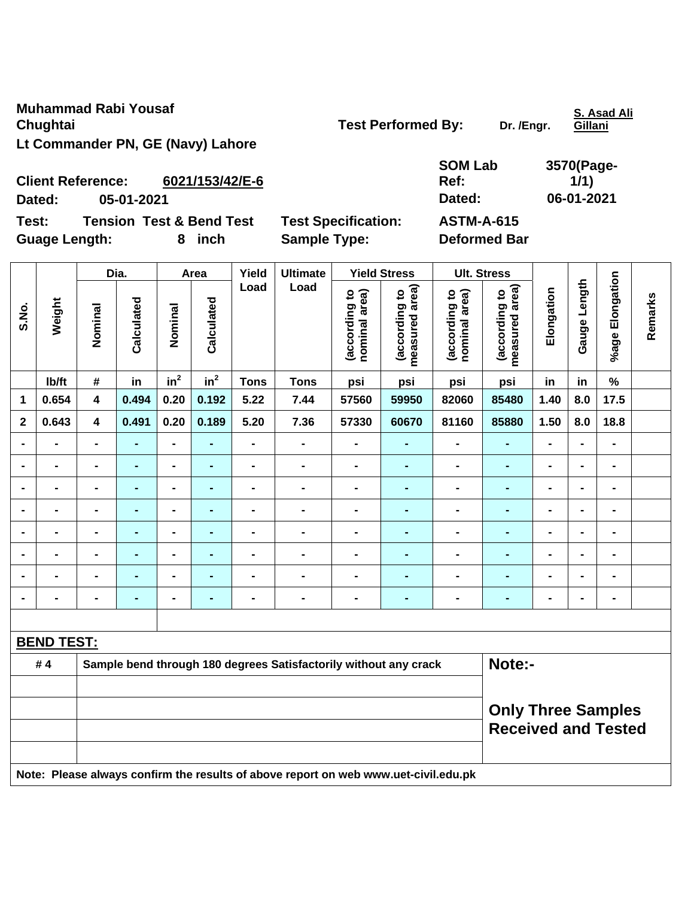Muhammad Rabi Yousaf Chughtai
Lt Commander PN, GE (Navy) Lahore

Test Performed By: Dr. /Engr. S. Asad Ali Gillani

Client Reference: 6021/153/42/E-6
Dated: 05-01-2021

SOM Lab Ref: 3570(Page-1/1)
Dated: 06-01-2021

Test: Tension Test & Bend Test
Guage Length: 8 inch

Test Specification: ASTM-A-615
Sample Type: Deformed Bar

| S.No. | Weight | Dia. | | Area | | Yield Load | Ultimate Load | Yield Stress | | Ult. Stress | | Elongation | Gauge Length | %age Elongation | Remarks |
|---|---|---|---|---|---|---|---|---|---|---|---|---|---|---|---|
| | | Nominal | Calculated | Nominal | Calculated | | | (according to nominal area) | (according to measured area) | (according to nominal area) | (according to measured area) | | | | |
| | lb/ft | # | in | $in^2$ | $in^2$ | Tons | Tons | psi | psi | psi | psi | in | in | % | |
| 1 | 0.654 | 4 | 0.494 | 0.20 | 0.192 | 5.22 | 7.44 | 57560 | 59950 | 82060 | 85480 | 1.40 | 8.0 | 17.5 | |
| 2 | 0.643 | 4 | 0.491 | 0.20 | 0.189 | 5.20 | 7.36 | 57330 | 60670 | 81160 | 85880 | 1.50 | 8.0 | 18.8 | |
| - | - | - | - | - | - | - | - | - | - | - | - | - | - | - | |
| - | - | - | - | - | - | - | - | - | - | - | - | - | - | - | |
| - | - | - | - | - | - | - | - | - | - | - | - | - | - | - | |
| - | - | - | - | - | - | - | - | - | - | - | - | - | - | - | |
| - | - | - | - | - | - | - | - | - | - | - | - | - | - | - | |
| - | - | - | - | - | - | - | - | - | - | - | - | - | - | - | |
| - | - | - | - | - | - | - | - | - | - | - | - | - | - | - | |
| - | - | - | - | - | - | - | - | - | - | - | - | - | - | - | |

**BEND TEST:**

| | | |
|---|---|---|
| # 4 | Sample bend through 180 degrees Satisfactorily without any crack | Note:- |
| | | Only Three Samples Received and Tested |

Note: Please always confirm the results of above report on web www.uet-civil.edu.pk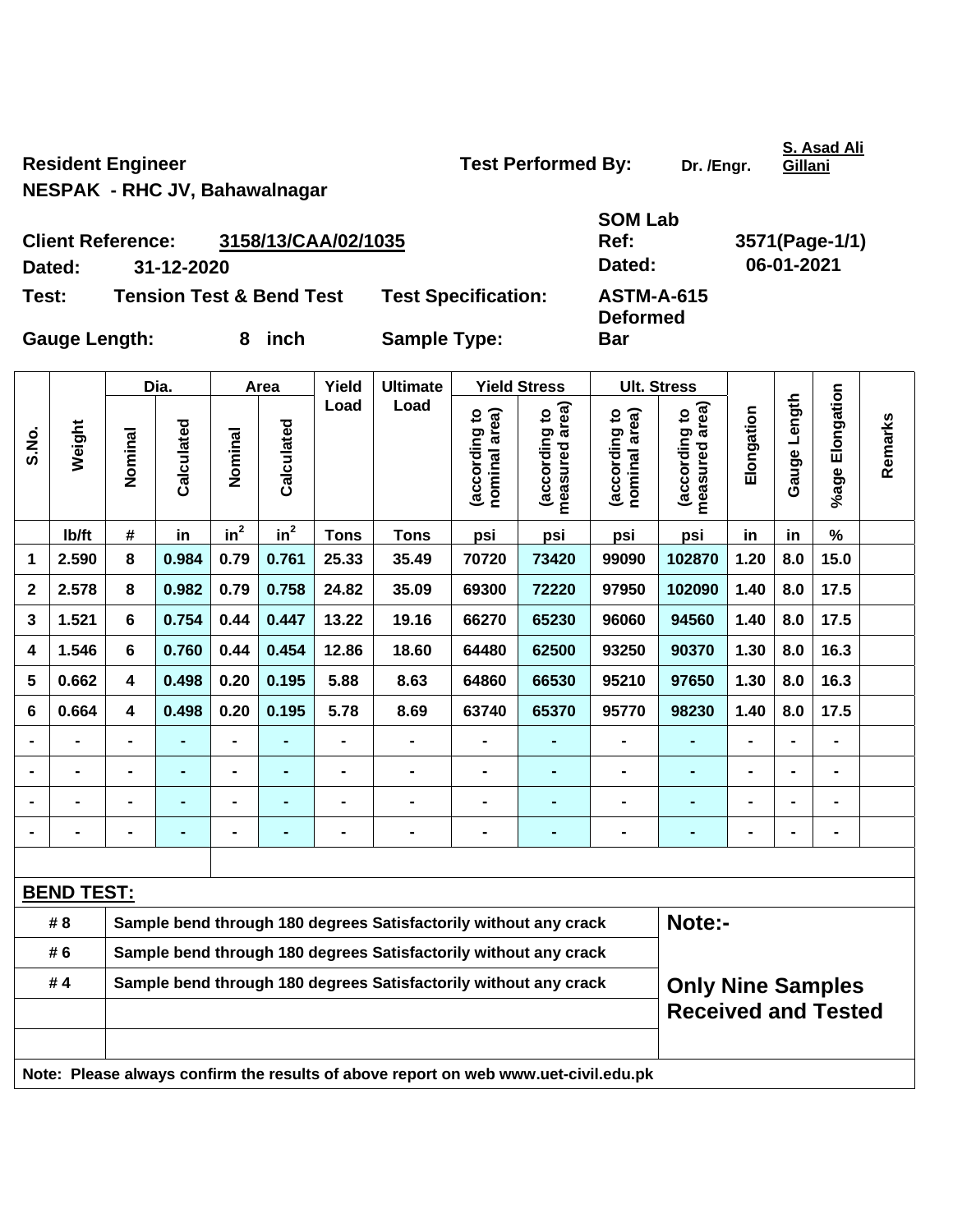Resident Engineer
NESPAK - RHC JV, Bahawalnagar

Test Performed By: Dr. /Engr. S. Asad Ali Gillani

Client Reference: 3158/13/CAA/02/1035
Dated: 31-12-2020

SOM Lab Ref: 3571(Page-1/1)
Dated: 06-01-2021

Test: Tension Test & Bend Test
Test Specification: ASTM-A-615

Gauge Length: 8 inch
Sample Type: Deformed Bar

| S.No. | Weight | Dia. | | Area | | Yield Load | Ultimate Load | Yield Stress | | Ult. Stress | | Elongation | Gauge Length | %age Elongation | Remarks |
|---|---|---|---|---|---|---|---|---|---|---|---|---|---|---|---|
| | | Nominal | Calculated | Nominal | Calculated | | | (according to nominal area) | (according to measured area) | (according to nominal area) | (according to measured area) | | | | |
| | lb/ft | # | in | $in^2$ | $in^2$ | Tons | Tons | psi | psi | psi | psi | in | in | % | |
| 1 | 2.590 | 8 | 0.984 | 0.79 | 0.761 | 25.33 | 35.49 | 70720 | 73420 | 99090 | 102870 | 1.20 | 8.0 | 15.0 | |
| 2 | 2.578 | 8 | 0.982 | 0.79 | 0.758 | 24.82 | 35.09 | 69300 | 72220 | 97950 | 102090 | 1.40 | 8.0 | 17.5 | |
| 3 | 1.521 | 6 | 0.754 | 0.44 | 0.447 | 13.22 | 19.16 | 66270 | 65230 | 96060 | 94560 | 1.40 | 8.0 | 17.5 | |
| 4 | 1.546 | 6 | 0.760 | 0.44 | 0.454 | 12.86 | 18.60 | 64480 | 62500 | 93250 | 90370 | 1.30 | 8.0 | 16.3 | |
| 5 | 0.662 | 4 | 0.498 | 0.20 | 0.195 | 5.88 | 8.63 | 64860 | 66530 | 95210 | 97650 | 1.30 | 8.0 | 16.3 | |
| 6 | 0.664 | 4 | 0.498 | 0.20 | 0.195 | 5.78 | 8.69 | 63740 | 65370 | 95770 | 98230 | 1.40 | 8.0 | 17.5 | |
| - | - | - | - | - | - | - | - | - | - | - | - | - | - | - | |
| - | - | - | - | - | - | - | - | - | - | - | - | - | - | - | |
| - | - | - | - | - | - | - | - | - | - | - | - | - | - | - | |
| - | - | - | - | - | - | - | - | - | - | - | - | - | - | - | |

**BEND TEST:**

| | |
|---|---|
| # 8 | Sample bend through 180 degrees Satisfactorily without any crack |
| # 6 | Sample bend through 180 degrees Satisfactorily without any crack |
| # 4 | Sample bend through 180 degrees Satisfactorily without any crack |

**Note:-**

**Only Nine Samples Received and Tested**

Note: Please always confirm the results of above report on web www.uet-civil.edu.pk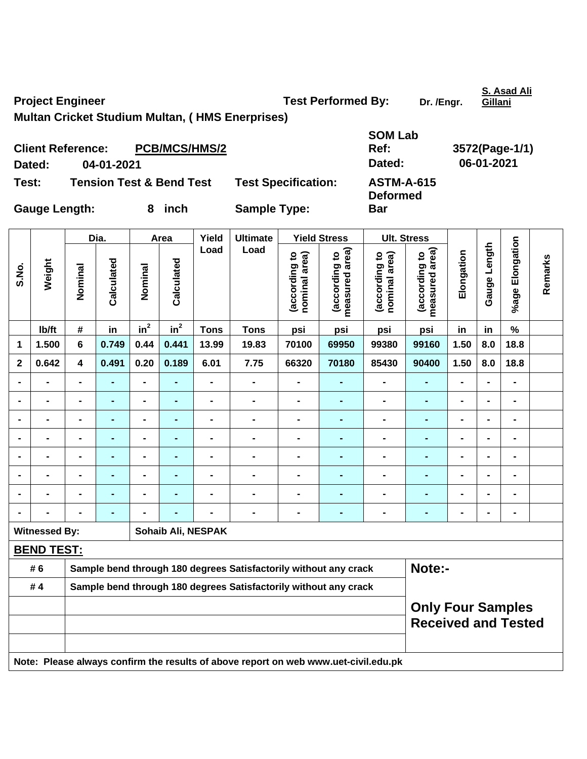**Project Engineer** **Test Performed By:** Dr. /Engr. S. Asad Ali Gillani

**Multan Cricket Studium Multan, ( HMS Enerprises)**

**Client Reference:** PCB/MCS/HMS/2 **SOM Lab Ref:** 3572(Page-1/1)

**Dated:** 04-01-2021 **Dated:** 06-01-2021

**Test:** Tension Test & Bend Test **Test Specification:** ASTM-A-615

**Gauge Length:** 8 inch **Sample Type:** Deformed Bar

| S.No. | Weight | Dia. | | Area | | Yield Load | Ultimate Load | Yield Stress | | Ult. Stress | | Elongation | Gauge Length | %age Elongation | Remarks |
|---|---|---|---|---|---|---|---|---|---|---|---|---|---|---|---|
| | | Nominal | Calculated | Nominal | Calculated | | | (according to nominal area) | (according to measured area) | (according to nominal area) | (according to measured area) | | | | |
| | lb/ft | # | in | $in^2$ | $in^2$ | Tons | Tons | psi | psi | psi | psi | in | in | % | |
| 1 | 1.500 | 6 | 0.749 | 0.44 | 0.441 | 13.99 | 19.83 | 70100 | 69950 | 99380 | 99160 | 1.50 | 8.0 | 18.8 | |
| 2 | 0.642 | 4 | 0.491 | 0.20 | 0.189 | 6.01 | 7.75 | 66320 | 70180 | 85430 | 90400 | 1.50 | 8.0 | 18.8 | |
| - | - | - | - | - | - | - | - | - | - | - | - | - | - | - | |
| - | - | - | - | - | - | - | - | - | - | - | - | - | - | - | |
| - | - | - | - | - | - | - | - | - | - | - | - | - | - | - | |
| - | - | - | - | - | - | - | - | - | - | - | - | - | - | - | |
| - | - | - | - | - | - | - | - | - | - | - | - | - | - | - | |
| - | - | - | - | - | - | - | - | - | - | - | - | - | - | - | |
| - | - | - | - | - | - | - | - | - | - | - | - | - | - | - | |
| - | - | - | - | - | - | - | - | - | - | - | - | - | - | - | |

**Witnessed By:** Sohaib Ali, NESPAK

**BEND TEST:**

| | | |
|---|---|---|
| # 6 | Sample bend through 180 degrees Satisfactorily without any crack | **Note:-** |
| # 4 | Sample bend through 180 degrees Satisfactorily without any crack | |
| | | **Only Four Samples Received and Tested** |

**Note: Please always confirm the results of above report on web www.uet-civil.edu.pk**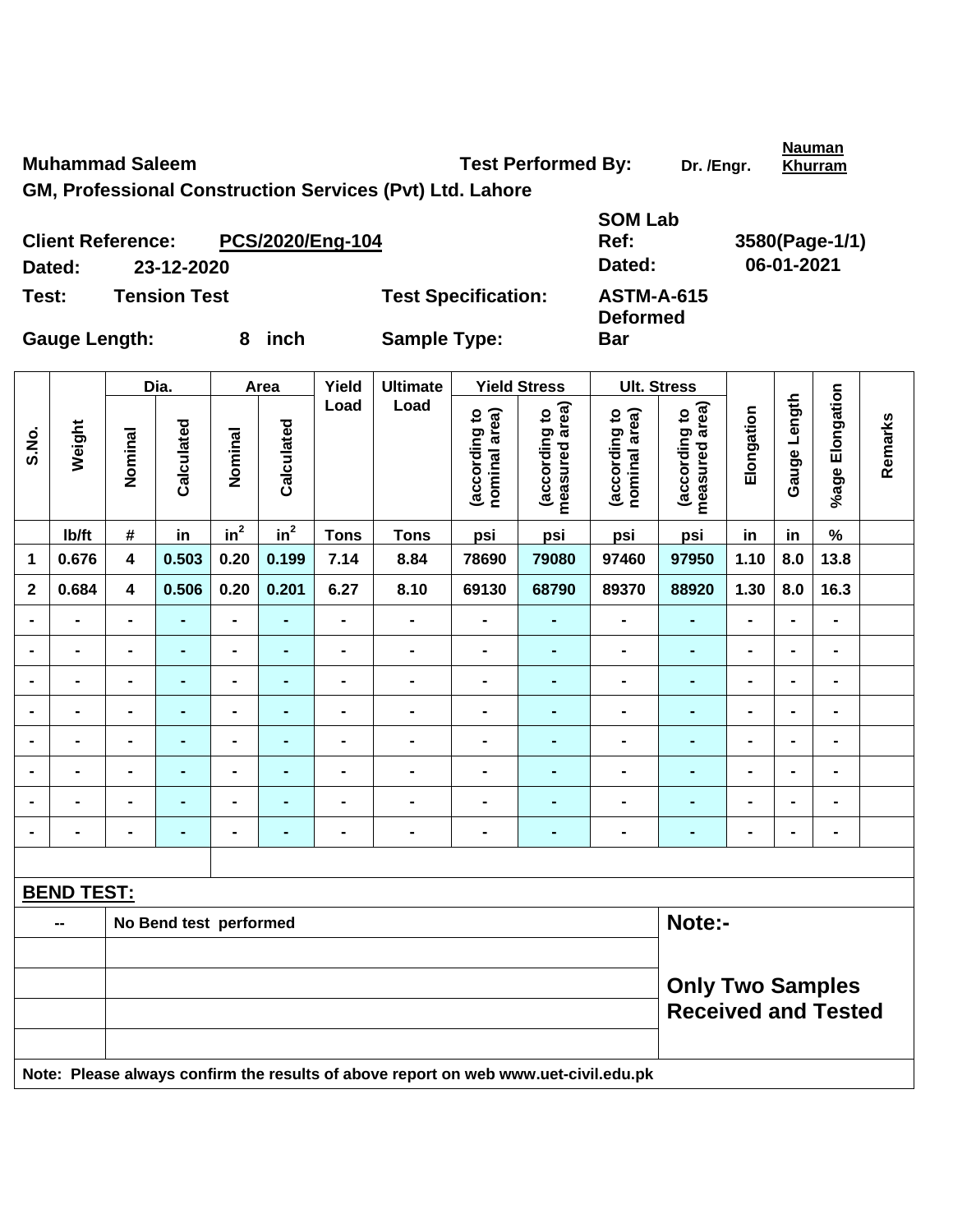**Muhammad Saleem** **Test Performed By:** Dr. /Engr. **Nauman Khurram**

**GM, Professional Construction Services (Pvt) Ltd. Lahore**

**Client Reference:** **PCS/2020/Eng-104** **SOM Lab Ref:** **3580(Page-1/1)**

**Dated:** **23-12-2020** **Dated:** **06-01-2021**

**Test:** **Tension Test** **Test Specification:** **ASTM-A-615**

**Gauge Length:** **8 inch** **Sample Type:** **Deformed Bar**

| S.No. | Weight | Dia. | | Area | | Yield Load | Ultimate Load | Yield Stress | | Ult. Stress | | Elongation | Gauge Length | %age Elongation | Remarks |
|---|---|---|---|---|---|---|---|---|---|---|---|---|---|---|---|
| | | Nominal | Calculated | Nominal | Calculated | | | (according to nominal area) | (according to measured area) | (according to nominal area) | (according to measured area) | | | | |
| | lb/ft | # | in | $in^2$ | $in^2$ | Tons | Tons | psi | psi | psi | psi | in | in | % | |
| 1 | 0.676 | 4 | 0.503 | 0.20 | 0.199 | 7.14 | 8.84 | 78690 | 79080 | 97460 | 97950 | 1.10 | 8.0 | 13.8 | |
| 2 | 0.684 | 4 | 0.506 | 0.20 | 0.201 | 6.27 | 8.10 | 69130 | 68790 | 89370 | 88920 | 1.30 | 8.0 | 16.3 | |
| - | - | - | - | - | - | - | - | - | - | - | - | - | - | - | |
| - | - | - | - | - | - | - | - | - | - | - | - | - | - | - | |
| - | - | - | - | - | - | - | - | - | - | - | - | - | - | - | |
| - | - | - | - | - | - | - | - | - | - | - | - | - | - | - | |
| - | - | - | - | - | - | - | - | - | - | - | - | - | - | - | |
| - | - | - | - | - | - | - | - | - | - | - | - | - | - | - | |
| - | - | - | - | - | - | - | - | - | - | - | - | - | - | - | |
| - | - | - | - | - | - | - | - | - | - | - | - | - | - | - | |

**BEND TEST:**

| | | |
|---|---|---|
| -- | No Bend test performed | **Note:-** |
| | | |
| | | **Only Two Samples Received and Tested** |

**Note: Please always confirm the results of above report on web www.uet-civil.edu.pk**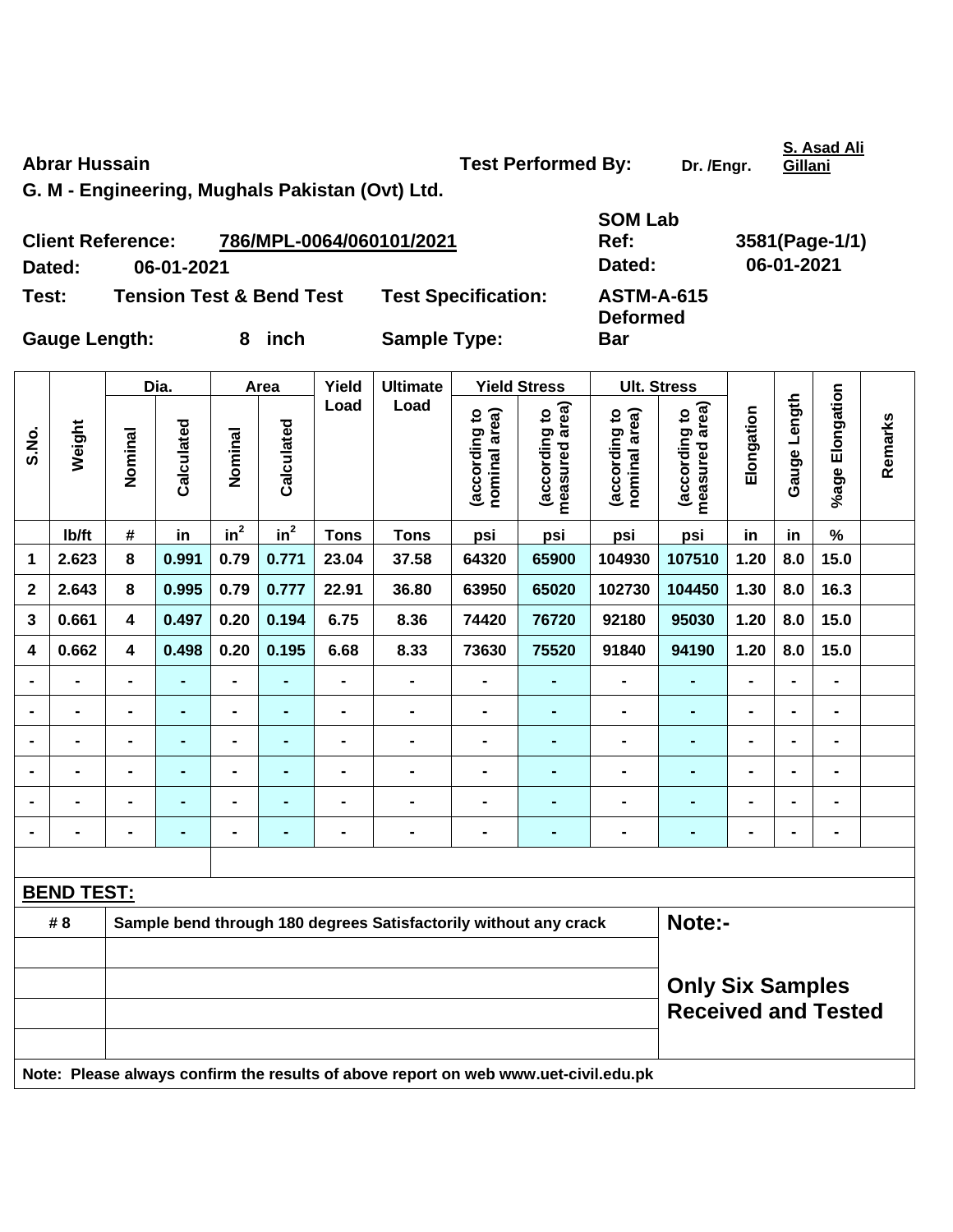**Abrar Hussain** &nbsp;&nbsp;&nbsp;&nbsp; **Test Performed By:** &nbsp; **Dr. /Engr.** &nbsp; **S. Asad Ali Gillani**

**G. M - Engineering, Mughals Pakistan (Ovt) Ltd.**

**Client Reference:** **786/MPL-0064/060101/2021** &nbsp;&nbsp;&nbsp;&nbsp; **SOM Lab Ref:** **3581(Page-1/1)**

**Dated:** **06-01-2021** &nbsp;&nbsp;&nbsp;&nbsp; **Dated:** **06-01-2021**

**Test:** **Tension Test & Bend Test** &nbsp;&nbsp;&nbsp;&nbsp; **Test Specification:** **ASTM-A-615**

**Gauge Length:** **8 inch** &nbsp;&nbsp;&nbsp;&nbsp; **Sample Type:** **Deformed Bar**

| S.No. | Weight | Dia. | | Area | | Yield Load | Ultimate Load | Yield Stress | | Ult. Stress | | Elongation | Gauge Length | %age Elongation | Remarks |
|---|---|---|---|---|---|---|---|---|---|---|---|---|---|---|---|
| | | Nominal | Calculated | Nominal | Calculated | | | (according to nominal area) | (according to measured area) | (according to nominal area) | (according to measured area) | | | | |
| | lb/ft | # | in | $in^2$ | $in^2$ | Tons | Tons | psi | psi | psi | psi | in | in | % | |
| 1 | 2.623 | 8 | 0.991 | 0.79 | 0.771 | 23.04 | 37.58 | 64320 | 65900 | 104930 | 107510 | 1.20 | 8.0 | 15.0 | |
| 2 | 2.643 | 8 | 0.995 | 0.79 | 0.777 | 22.91 | 36.80 | 63950 | 65020 | 102730 | 104450 | 1.30 | 8.0 | 16.3 | |
| 3 | 0.661 | 4 | 0.497 | 0.20 | 0.194 | 6.75 | 8.36 | 74420 | 76720 | 92180 | 95030 | 1.20 | 8.0 | 15.0 | |
| 4 | 0.662 | 4 | 0.498 | 0.20 | 0.195 | 6.68 | 8.33 | 73630 | 75520 | 91840 | 94190 | 1.20 | 8.0 | 15.0 | |
| - | - | - | - | - | - | - | - | - | - | - | - | - | - | - | |
| - | - | - | - | - | - | - | - | - | - | - | - | - | - | - | |
| - | - | - | - | - | - | - | - | - | - | - | - | - | - | - | |
| - | - | - | - | - | - | - | - | - | - | - | - | - | - | - | |
| - | - | - | - | - | - | - | - | - | - | - | - | - | - | - | |
| - | - | - | - | - | - | - | - | - | - | - | - | - | - | - | |

**BEND TEST:**

| | | |
|---|---|---|
| # 8 | Sample bend through 180 degrees Satisfactorily without any crack | **Note:-** |
| | | |
| | | **Only Six Samples Received and Tested** |
| | | |
| | | |

**Note: Please always confirm the results of above report on web www.uet-civil.edu.pk**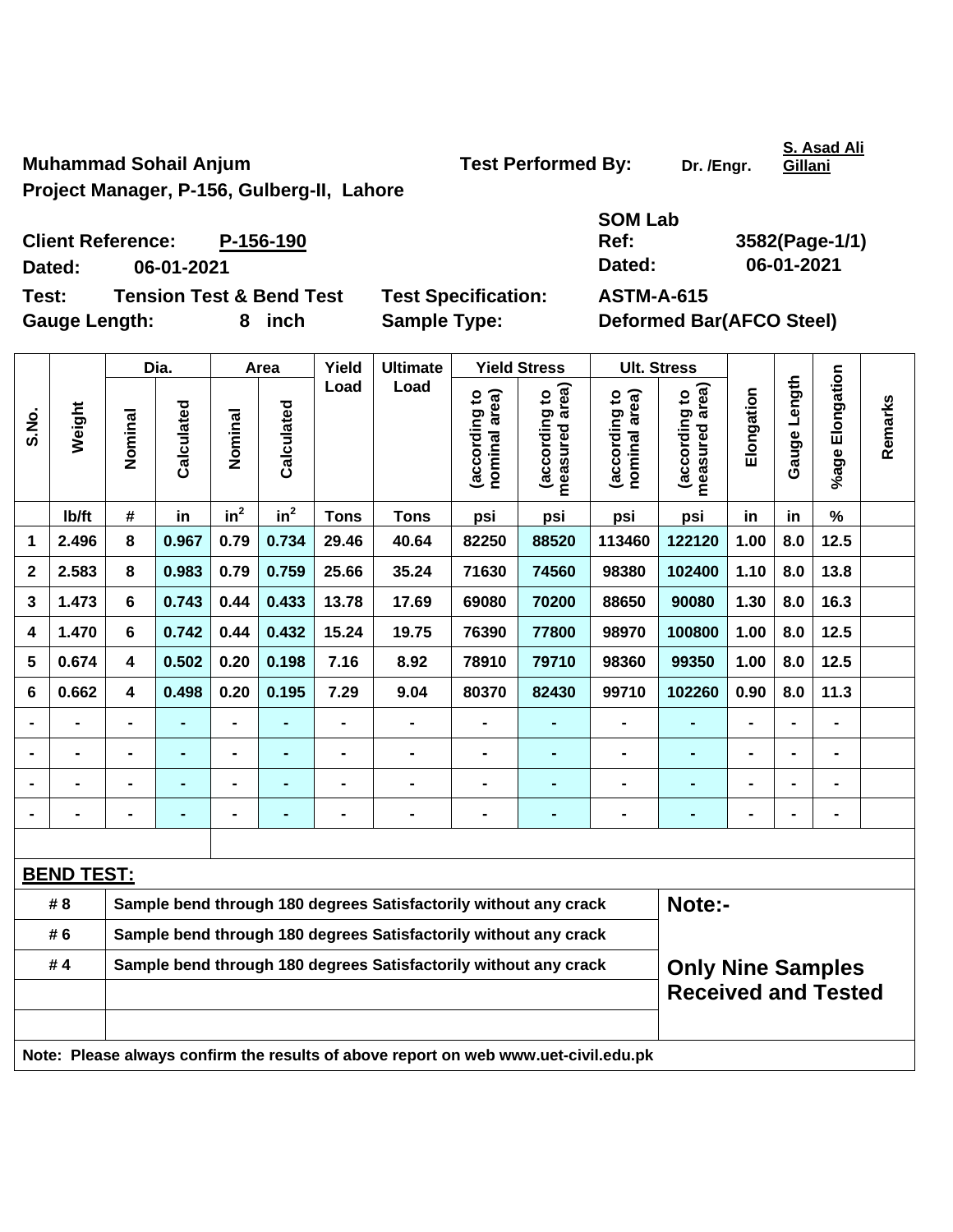**Muhammad Sohail Anjum** **Test Performed By:** **Dr. /Engr.** **S. Asad Ali Gillani**

**Project Manager, P-156, Gulberg-II, Lahore**

**Client Reference:** **P-156-190** **SOM Lab Ref:** **3582(Page-1/1)**

**Dated:** **06-01-2021** **Dated:** **06-01-2021**

**Test:** **Tension Test & Bend Test** **Test Specification:** **ASTM-A-615**

**Gauge Length:** **8 inch** **Sample Type:** **Deformed Bar(AFCO Steel)**

| S.No. | Weight | Dia. | | Area | | Yield Load | Ultimate Load | Yield Stress | | Ult. Stress | | Elongation | Gauge Length | %age Elongation | Remarks |
|---|---|---|---|---|---|---|---|---|---|---|---|---|---|---|---|
| | | Nominal | Calculated | Nominal | Calculated | | | (according to nominal area) | (according to measured area) | (according to nominal area) | (according to measured area) | | | | |
| | lb/ft | # | in | $in^2$ | $in^2$ | Tons | Tons | psi | psi | psi | psi | in | in | % | |
| 1 | 2.496 | 8 | 0.967 | 0.79 | 0.734 | 29.46 | 40.64 | 82250 | 88520 | 113460 | 122120 | 1.00 | 8.0 | 12.5 | |
| 2 | 2.583 | 8 | 0.983 | 0.79 | 0.759 | 25.66 | 35.24 | 71630 | 74560 | 98380 | 102400 | 1.10 | 8.0 | 13.8 | |
| 3 | 1.473 | 6 | 0.743 | 0.44 | 0.433 | 13.78 | 17.69 | 69080 | 70200 | 88650 | 90080 | 1.30 | 8.0 | 16.3 | |
| 4 | 1.470 | 6 | 0.742 | 0.44 | 0.432 | 15.24 | 19.75 | 76390 | 77800 | 98970 | 100800 | 1.00 | 8.0 | 12.5 | |
| 5 | 0.674 | 4 | 0.502 | 0.20 | 0.198 | 7.16 | 8.92 | 78910 | 79710 | 98360 | 99350 | 1.00 | 8.0 | 12.5 | |
| 6 | 0.662 | 4 | 0.498 | 0.20 | 0.195 | 7.29 | 9.04 | 80370 | 82430 | 99710 | 102260 | 0.90 | 8.0 | 11.3 | |
| - | - | - | - | - | - | - | - | - | - | - | - | - | - | - | |
| - | - | - | - | - | - | - | - | - | - | - | - | - | - | - | |
| - | - | - | - | - | - | - | - | - | - | - | - | - | - | - | |
| - | - | - | - | - | - | - | - | - | - | - | - | - | - | - | |

**BEND TEST:**

| | | |
|---|---|---|
| # 8 | Sample bend through 180 degrees Satisfactorily without any crack | **Note:-** |
| # 6 | Sample bend through 180 degrees Satisfactorily without any crack | |
| # 4 | Sample bend through 180 degrees Satisfactorily without any crack | **Only Nine Samples Received and Tested** |

**Note: Please always confirm the results of above report on web www.uet-civil.edu.pk**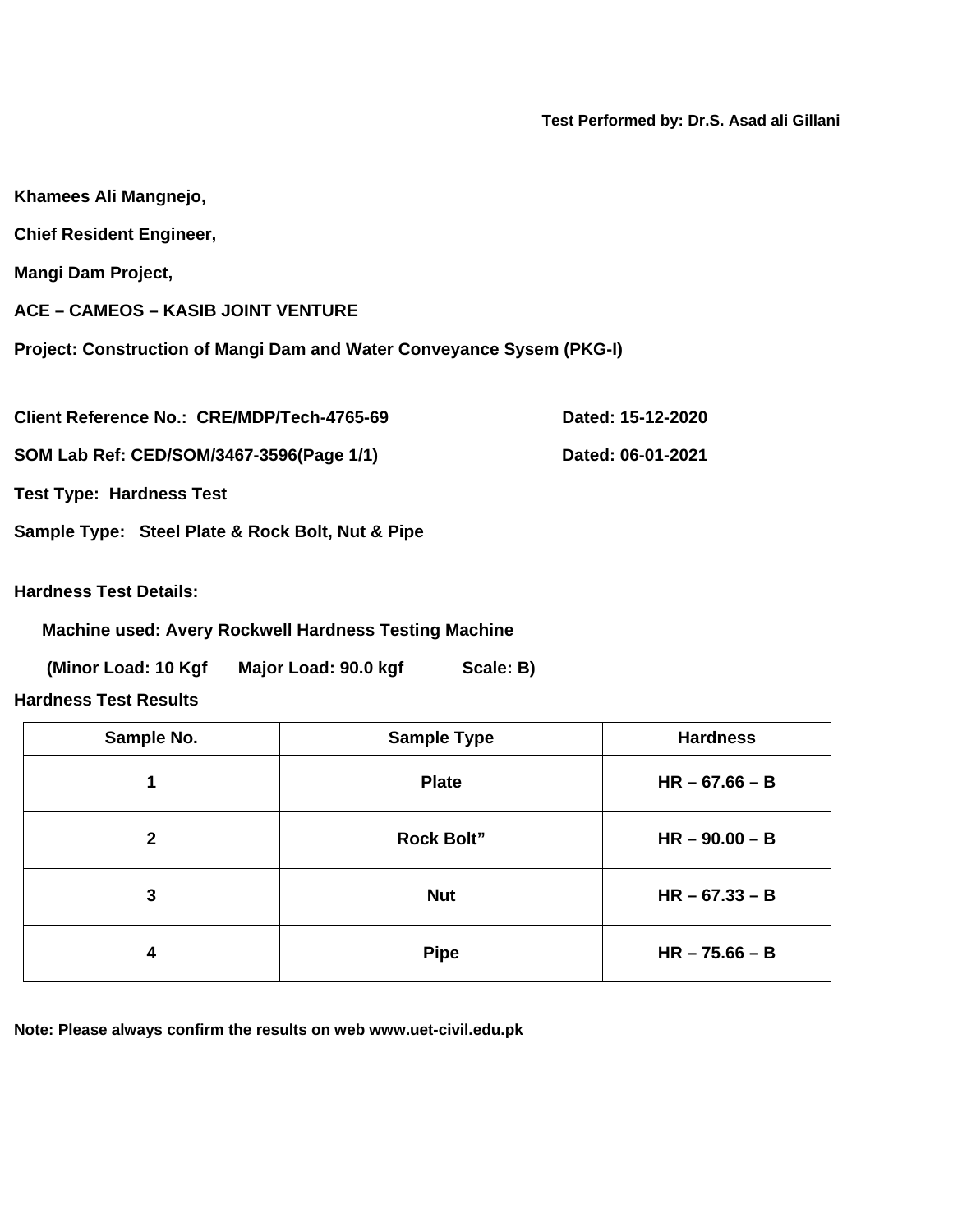**Test Performed by: Dr.S. Asad ali Gillani**

**Khamees Ali Mangnejo,**

**Chief Resident Engineer,**

**Mangi Dam Project,**

**ACE – CAMEOS – KASIB JOINT VENTURE**

**Project: Construction of Mangi Dam and Water Conveyance Sysem (PKG-I)**

**Client Reference No.: CRE/MDP/Tech-4765-69** **Dated: 15-12-2020**

**SOM Lab Ref: CED/SOM/3467-3596(Page 1/1)** **Dated: 06-01-2021**

**Test Type: Hardness Test**

**Sample Type: Steel Plate & Rock Bolt, Nut & Pipe**

**Hardness Test Details:**

**Machine used: Avery Rockwell Hardness Testing Machine**

**(Minor Load: 10 Kgf Major Load: 90.0 kgf Scale: B)**

**Hardness Test Results**

| Sample No. | Sample Type | Hardness |
|---|---|---|
| 1 | Plate | HR – 67.66 – B |
| 2 | Rock Bolt” | HR – 90.00 – B |
| 3 | Nut | HR – 67.33 – B |
| 4 | Pipe | HR – 75.66 – B |

**Note: Please always confirm the results on web www.uet-civil.edu.pk**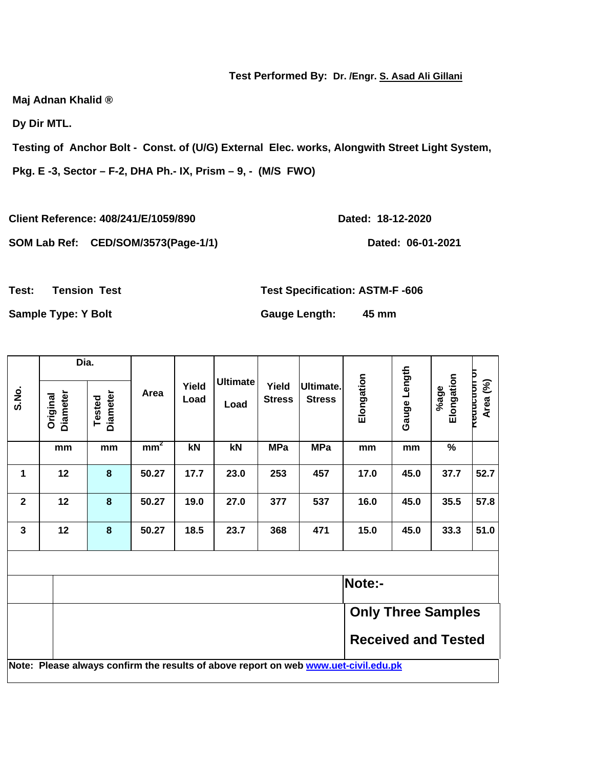**Test Performed By: Dr. /Engr. S. Asad Ali Gillani**

**Maj Adnan Khalid ®**

**Dy Dir MTL.**

**Testing of Anchor Bolt - Const. of (U/G) External Elec. works, Alongwith Street Light System,**

**Pkg. E -3, Sector – F-2, DHA Ph.- IX, Prism – 9, - (M/S FWO)**

**Client Reference: 408/241/E/1059/890** **Dated: 18-12-2020**

**SOM Lab Ref: CED/SOM/3573(Page-1/1)** **Dated: 06-01-2021**

**Test: Tension Test** **Test Specification: ASTM-F -606**

**Sample Type: Y Bolt** **Gauge Length: 45 mm**

| S.No. | Dia. | | Area | Yield Load | Ultimate Load | Yield Stress | Ultimate. Stress | Elongation | Gauge Length | %age Elongation | Reduction of Area (%) |
|---|---|---|---|---|---|---|---|---|---|---|---|
| | Original Diameter | Tested Diameter | | | | | | | | | |
| | mm | mm | $mm^2$ | kN | kN | MPa | MPa | mm | mm | % | |
| 1 | 12 | 8 | 50.27 | 17.7 | 23.0 | 253 | 457 | 17.0 | 45.0 | 37.7 | 52.7 |
| 2 | 12 | 8 | 50.27 | 19.0 | 27.0 | 377 | 537 | 16.0 | 45.0 | 35.5 | 57.8 |
| 3 | 12 | 8 | 50.27 | 18.5 | 23.7 | 368 | 471 | 15.0 | 45.0 | 33.3 | 51.0 |

**Note:-**

**Only Three Samples Received and Tested**

**Note: Please always confirm the results of above report on web www.uet-civil.edu.pk**